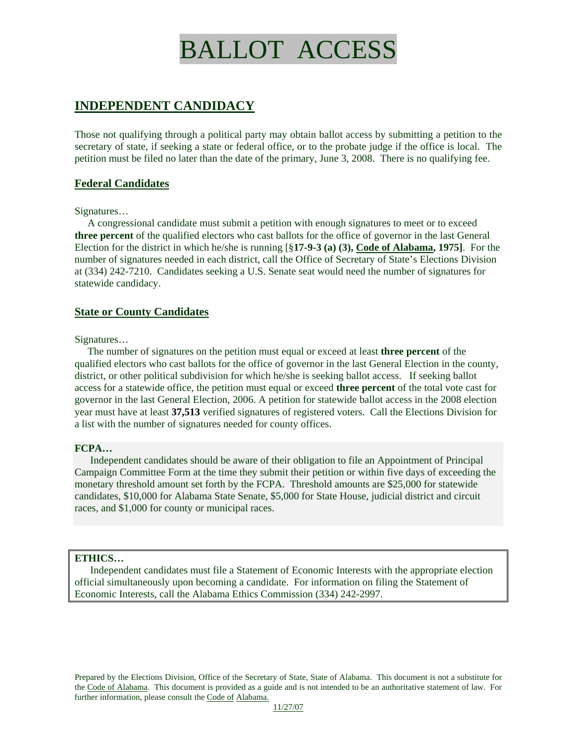# BALLOT ACCESS

## INDEPENDENT CANDIDACY

Those not qualifying through a political party may obtain ballot access by submitting a petition to the secretary of state, if seeking a state or federal office, or to the probate judge if the office is local. The petition must be filed no later than the date of the primary, June 3, 2008. There is no qualifying fee.

### Federal Candidates

Signatures…

A congressional candidate must submit a petition with enough signatures to meet or to exceed **three percent** of the qualified electors who cast ballots for the office of governor in the last General Election for the district in which he/she is running [§**17-9-3 (a) (3), Code of Alabama, 1975]**. For the number of signatures needed in each district, call the Office of Secretary of State's Elections Division at (334) 242-7210. Candidates seeking a U.S. Senate seat would need the number of signatures for statewide candidacy.

### State or County Candidates

Signatures…

The number of signatures on the petition must equal or exceed at least **three percent** of the qualified electors who cast ballots for the office of governor in the last General Election in the county, district, or other political subdivision for which he/she is seeking ballot access. If seeking ballot access for a statewide office, the petition must equal or exceed **three percent** of the total vote cast for governor in the last General Election, 2006. A petition for statewide ballot access in the 2008 election year must have at least **37,513** verified signatures of registered voters. Call the Elections Division for a list with the number of signatures needed for county offices.

**FCPA…**

Independent candidates should be aware of their obligation to file an Appointment of Principal Campaign Committee Form at the time they submit their petition or within five days of exceeding the monetary threshold amount set forth by the FCPA. Threshold amounts are $25,000 for statewide candidates, $10,000 for Alabama State Senate, $5,000 for State House, judicial district and circuit races, and $1,000 for county or municipal races.

**ETHICS…**

Independent candidates must file a Statement of Economic Interests with the appropriate election official simultaneously upon becoming a candidate. For information on filing the Statement of Economic Interests, call the Alabama Ethics Commission (334) 242-2997.

Prepared by the Elections Division, Office of the Secretary of State, State of Alabama. This document is not a substitute for the Code of Alabama. This document is provided as a guide and is not intended to be an authoritative statement of law. For further information, please consult the Code of Alabama.

11/27/07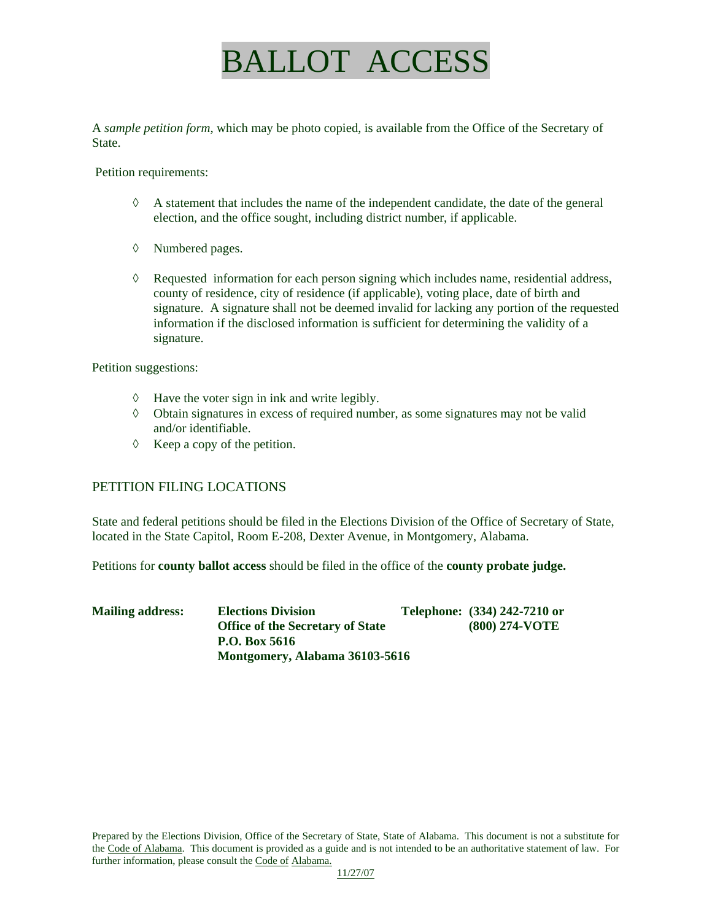# BALLOT ACCESS

A *sample petition form*, which may be photo copied, is available from the Office of the Secretary of State.

Petition requirements:

- ◊ A statement that includes the name of the independent candidate, the date of the general election, and the office sought, including district number, if applicable.
- ◊ Numbered pages.
- ◊ Requested information for each person signing which includes name, residential address, county of residence, city of residence (if applicable), voting place, date of birth and signature. A signature shall not be deemed invalid for lacking any portion of the requested information if the disclosed information is sufficient for determining the validity of a signature.

Petition suggestions:

- ◊ Have the voter sign in ink and write legibly.
- ◊ Obtain signatures in excess of required number, as some signatures may not be valid and/or identifiable.
- ◊ Keep a copy of the petition.

## PETITION FILING LOCATIONS

State and federal petitions should be filed in the Elections Division of the Office of Secretary of State, located in the State Capitol, Room E-208, Dexter Avenue, in Montgomery, Alabama.

Petitions for **county ballot access** should be filed in the office of the **county probate judge.**

**Mailing address:**
**Elections Division**
**Office of the Secretary of State**
**P.O. Box 5616**
**Montgomery, Alabama 36103-5616**

**Telephone: (334) 242-7210 or**
**(800) 274-VOTE**

Prepared by the Elections Division, Office of the Secretary of State, State of Alabama. This document is not a substitute for the Code of Alabama. This document is provided as a guide and is not intended to be an authoritative statement of law. For further information, please consult the Code of Alabama.

11/27/07